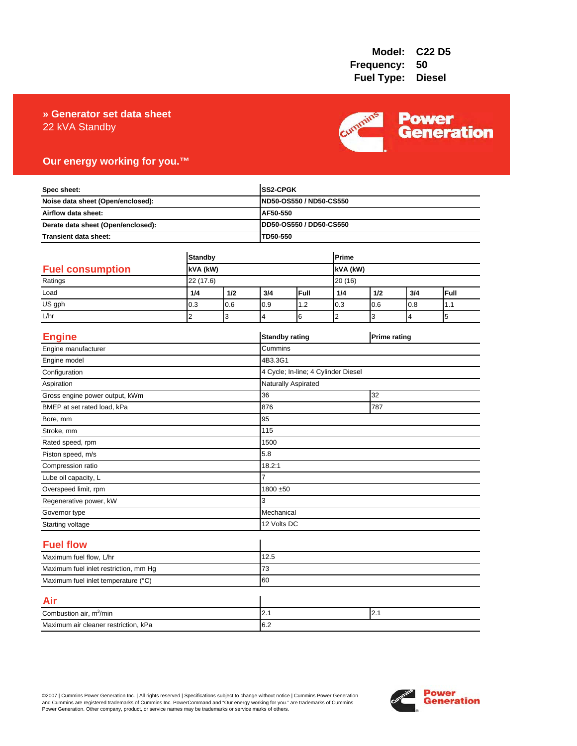**Model:** C22 D5
**Frequency:** 50
**Fuel Type:** Diesel

# » Generator set data sheet
22 kVA Standby

**Our energy working for you.™**

| | |
|---|---|
| **Spec sheet:** | **SS2-CPGK** |
| **Noise data sheet (Open/enclosed):** | **ND50-OS550 / ND50-CS550** |
| **Airflow data sheet:** | **AF50-550** |
| **Derate data sheet (Open/enclosed):** | **DD50-OS550 / DD50-CS550** |
| **Transient data sheet:** | **TD50-550** |

## Fuel consumption

| | **Standby** | | | | **Prime** | | | |
|---|---|---|---|---|---|---|---|---|
| | **kVA (kW)** | | | | **kVA (kW)** | | | |
| Ratings | 22 (17.6) | | | | 20 (16) | | | |
| Load | **1/4** | **1/2** | **3/4** | **Full** | **1/4** | **1/2** | **3/4** | **Full** |
| US gph | 0.3 | 0.6 | 0.9 | 1.2 | 0.3 | 0.6 | 0.8 | 1.1 |
| L/hr | 2 | 3 | 4 | 6 | 2 | 3 | 4 | 5 |

## Engine

| | **Standby rating** | **Prime rating** |
|---|---|---|
| Engine manufacturer | Cummins | |
| Engine model | 4B3.3G1 | |
| Configuration | 4 Cycle; In-line; 4 Cylinder Diesel | |
| Aspiration | Naturally Aspirated | |
| Gross engine power output, kWm | 36 | 32 |
| BMEP at set rated load, kPa | 876 | 787 |
| Bore, mm | 95 | |
| Stroke, mm | 115 | |
| Rated speed, rpm | 1500 | |
| Piston speed, m/s | 5.8 | |
| Compression ratio | 18.2:1 | |
| Lube oil capacity, L | 7 | |
| Overspeed limit, rpm | 1800 ±50 | |
| Regenerative power, kW | 3 | |
| Governor type | Mechanical | |
| Starting voltage | 12 Volts DC | |

## Fuel flow

| | |
|---|---|
| Maximum fuel flow, L/hr | 12.5 |
| Maximum fuel inlet restriction, mm Hg | 73 |
| Maximum fuel inlet temperature (°C) | 60 |

## Air

| | | |
|---|---|---|
| Combustion air, $m^3$/min | 2.1 | 2.1 |
| Maximum air cleaner restriction, kPa | 6.2 | |

©2007 | Cummins Power Generation Inc. | All rights reserved | Specifications subject to change without notice | Cummins Power Generation and Cummins are registered trademarks of Cummins Inc. PowerCommand and "Our energy working for you." are trademarks of Cummins Power Generation. Other company, product, or service names may be trademarks or service marks of others.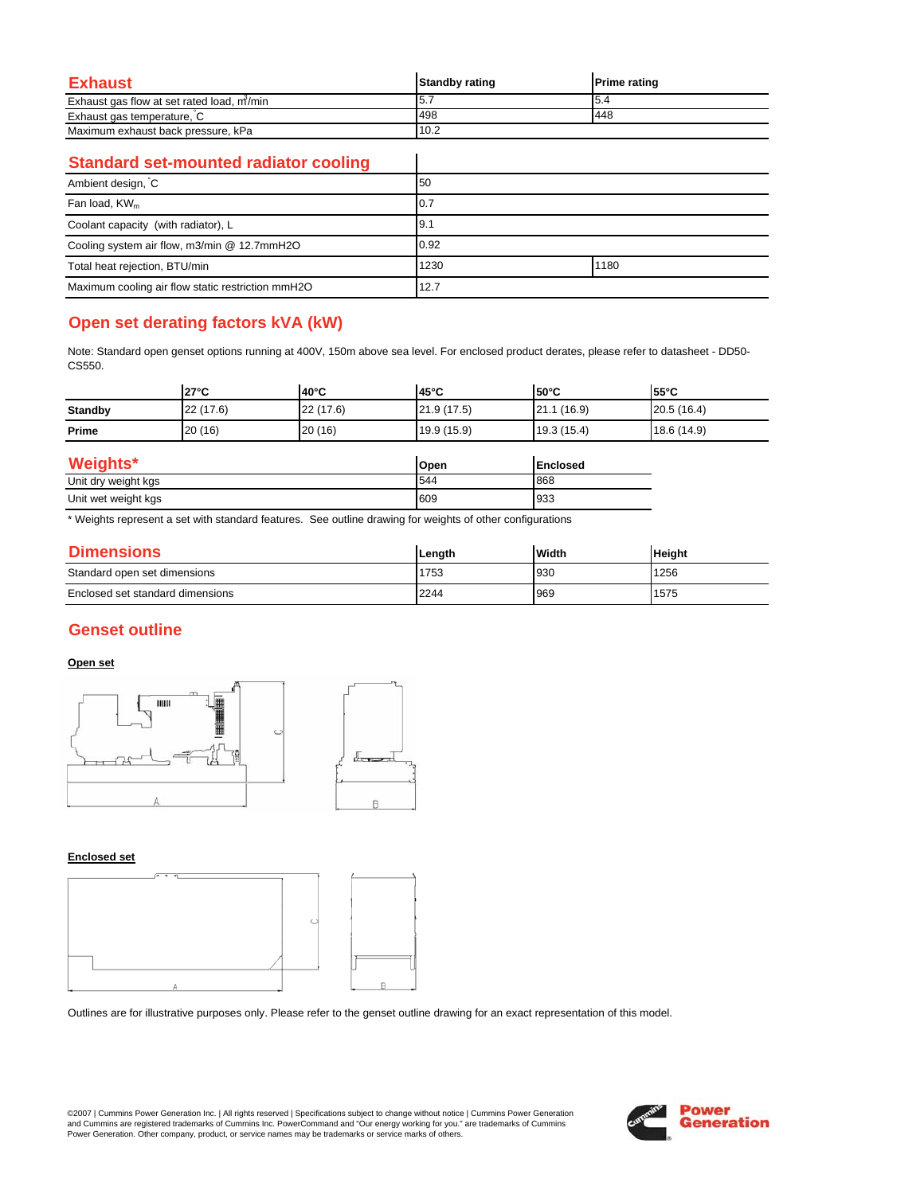## Exhaust

| Exhaust | Standby rating | Prime rating |
|---|---|---|
| Exhaust gas flow at set rated load, $m^3$/min | 5.7 | 5.4 |
| Exhaust gas temperature, °C | 498 | 448 |
| Maximum exhaust back pressure, kPa | 10.2 | |

## Standard set-mounted radiator cooling

| Standard set-mounted radiator cooling | | |
|---|---|---|
| Ambient design, °C | 50 | |
| Fan load, $KW_m$ | 0.7 | |
| Coolant capacity (with radiator), L | 9.1 | |
| Cooling system air flow, m3/min @ 12.7mmH2O | 0.92 | |
| Total heat rejection, BTU/min | 1230 | 1180 |
| Maximum cooling air flow static restriction mmH2O | 12.7 | |

## Open set derating factors kVA (kW)

Note: Standard open genset options running at 400V, 150m above sea level. For enclosed product derates, please refer to datasheet - DD50-CS550.

| | 27°C | 40°C | 45°C | 50°C | 55°C |
|---|---|---|---|---|---|
| **Standby** | 22 (17.6) | 22 (17.6) | 21.9 (17.5) | 21.1 (16.9) | 20.5 (16.4) |
| **Prime** | 20 (16) | 20 (16) | 19.9 (15.9) | 19.3 (15.4) | 18.6 (14.9) |

## Weights*

| Weights* | Open | Enclosed |
|---|---|---|
| Unit dry weight kgs | 544 | 868 |
| Unit wet weight kgs | 609 | 933 |

\* Weights represent a set with standard features. See outline drawing for weights of other configurations

## Dimensions

| Dimensions | Length | Width | Height |
|---|---|---|---|
| Standard open set dimensions | 1753 | 930 | 1256 |
| Enclosed set standard dimensions | 2244 | 969 | 1575 |

## Genset outline

**Open set**

**Enclosed set**

Outlines are for illustrative purposes only. Please refer to the genset outline drawing for an exact representation of this model.

©2007 | Cummins Power Generation Inc. | All rights reserved | Specifications subject to change without notice | Cummins Power Generation and Cummins are registered trademarks of Cummins Inc. PowerCommand and "Our energy working for you." are trademarks of Cummins Power Generation. Other company, product, or service names may be trademarks or service marks of others.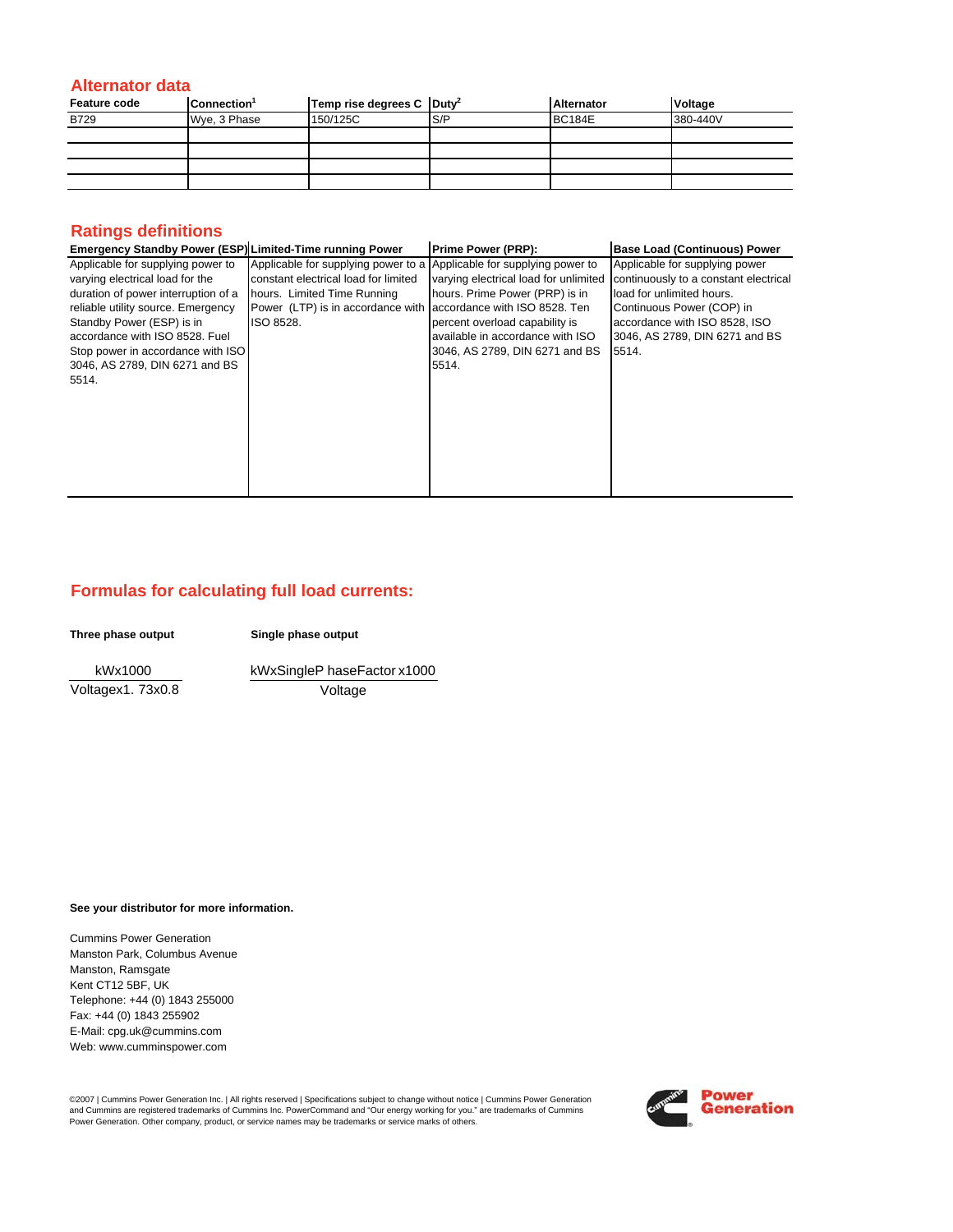## Alternator data

| Feature code | Connection[1] | Temp rise degrees C | Duty[2] | Alternator | Voltage |
|---|---|---|---|---|---|
| B729 | Wye, 3 Phase | 150/125C | S/P | BC184E | 380-440V |
| | | | | | |
| | | | | | |
| | | | | | |
| | | | | | |

## Ratings definitions

| Emergency Standby Power (ESP) | Limited-Time running Power | Prime Power (PRP): | Base Load (Continuous) Power |
|---|---|---|---|
| Applicable for supplying power to varying electrical load for the duration of power interruption of a reliable utility source. Emergency Standby Power (ESP) is in accordance with ISO 8528. Fuel Stop power in accordance with ISO 3046, AS 2789, DIN 6271 and BS 5514. | Applicable for supplying power to a constant electrical load for limited hours. Limited Time Running Power (LTP) is in accordance with ISO 8528. | Applicable for supplying power to varying electrical load for unlimited hours. Prime Power (PRP) is in accordance with ISO 8528. Ten percent overload capability is available in accordance with ISO 3046, AS 2789, DIN 6271 and BS 5514. | Applicable for supplying power continuously to a constant electrical load for unlimited hours. Continuous Power (COP) in accordance with ISO 8528, ISO 3046, AS 2789, DIN 6271 and BS 5514. |

## Formulas for calculating full load currents:

**Three phase output**

$$\frac{kW \times 1000}{Voltage \times 1.73 \times 0.8}$$

**Single phase output**

$$\frac{kW \times SinglePhaseFactor \times 1000}{Voltage}$$

**See your distributor for more information.**

Cummins Power Generation
Manston Park, Columbus Avenue
Manston, Ramsgate
Kent CT12 5BF, UK
Telephone: +44 (0) 1843 255000
Fax: +44 (0) 1843 255902
E-Mail: cpg.uk@cummins.com
Web: www.cumminspower.com

©2007 | Cummins Power Generation Inc. | All rights reserved | Specifications subject to change without notice | Cummins Power Generation and Cummins are registered trademarks of Cummins Inc. PowerCommand and "Our energy working for you." are trademarks of Cummins Power Generation. Other company, product, or service names may be trademarks or service marks of others.

Power Generation